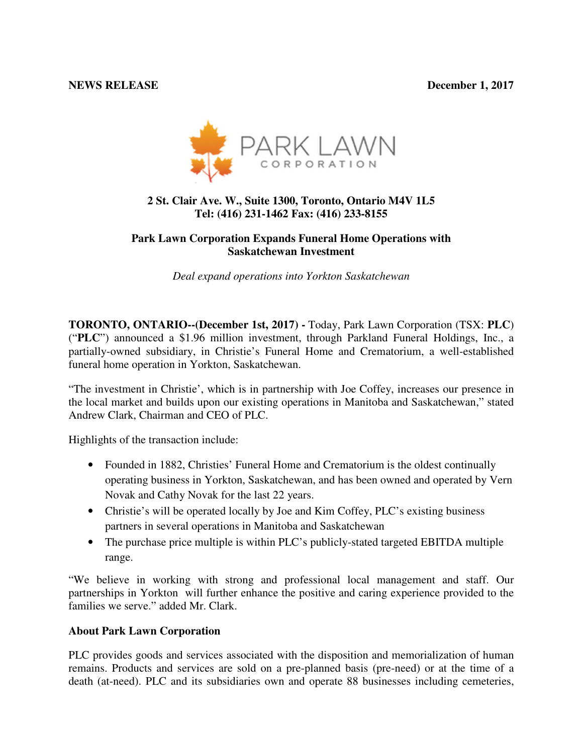**NEWS RELEASE** **December 1, 2017**

PARK LAWN CORPORATION

**2 St. Clair Ave. W., Suite 1300, Toronto, Ontario M4V 1L5**
**Tel: (416) 231-1462 Fax: (416) 233-8155**

## Park Lawn Corporation Expands Funeral Home Operations with Saskatchewan Investment

*Deal expand operations into Yorkton Saskatchewan*

**TORONTO, ONTARIO--(December 1st, 2017) -** Today, Park Lawn Corporation (TSX: **PLC**) ("**PLC**") announced a $1.96 million investment, through Parkland Funeral Holdings, Inc., a partially-owned subsidiary, in Christie's Funeral Home and Crematorium, a well-established funeral home operation in Yorkton, Saskatchewan.

"The investment in Christie', which is in partnership with Joe Coffey, increases our presence in the local market and builds upon our existing operations in Manitoba and Saskatchewan," stated Andrew Clark, Chairman and CEO of PLC.

Highlights of the transaction include:

- Founded in 1882, Christies' Funeral Home and Crematorium is the oldest continually operating business in Yorkton, Saskatchewan, and has been owned and operated by Vern Novak and Cathy Novak for the last 22 years.
- Christie's will be operated locally by Joe and Kim Coffey, PLC's existing business partners in several operations in Manitoba and Saskatchewan
- The purchase price multiple is within PLC's publicly-stated targeted EBITDA multiple range.

"We believe in working with strong and professional local management and staff. Our partnerships in Yorkton will further enhance the positive and caring experience provided to the families we serve." added Mr. Clark.

### About Park Lawn Corporation

PLC provides goods and services associated with the disposition and memorialization of human remains. Products and services are sold on a pre-planned basis (pre-need) or at the time of a death (at-need). PLC and its subsidiaries own and operate 88 businesses including cemeteries,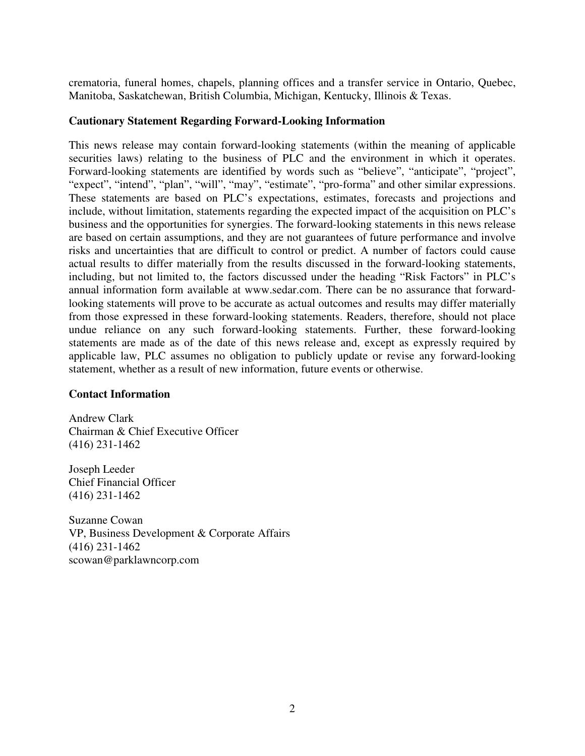crematoria, funeral homes, chapels, planning offices and a transfer service in Ontario, Quebec, Manitoba, Saskatchewan, British Columbia, Michigan, Kentucky, Illinois & Texas.

**Cautionary Statement Regarding Forward-Looking Information**

This news release may contain forward-looking statements (within the meaning of applicable securities laws) relating to the business of PLC and the environment in which it operates. Forward-looking statements are identified by words such as "believe", "anticipate", "project", "expect", "intend", "plan", "will", "may", "estimate", "pro-forma" and other similar expressions. These statements are based on PLC's expectations, estimates, forecasts and projections and include, without limitation, statements regarding the expected impact of the acquisition on PLC's business and the opportunities for synergies. The forward-looking statements in this news release are based on certain assumptions, and they are not guarantees of future performance and involve risks and uncertainties that are difficult to control or predict. A number of factors could cause actual results to differ materially from the results discussed in the forward-looking statements, including, but not limited to, the factors discussed under the heading "Risk Factors" in PLC's annual information form available at www.sedar.com. There can be no assurance that forward-looking statements will prove to be accurate as actual outcomes and results may differ materially from those expressed in these forward-looking statements. Readers, therefore, should not place undue reliance on any such forward-looking statements. Further, these forward-looking statements are made as of the date of this news release and, except as expressly required by applicable law, PLC assumes no obligation to publicly update or revise any forward-looking statement, whether as a result of new information, future events or otherwise.

**Contact Information**

Andrew Clark
Chairman & Chief Executive Officer
(416) 231-1462

Joseph Leeder
Chief Financial Officer
(416) 231-1462

Suzanne Cowan
VP, Business Development & Corporate Affairs
(416) 231-1462
scowan@parklawncorp.com